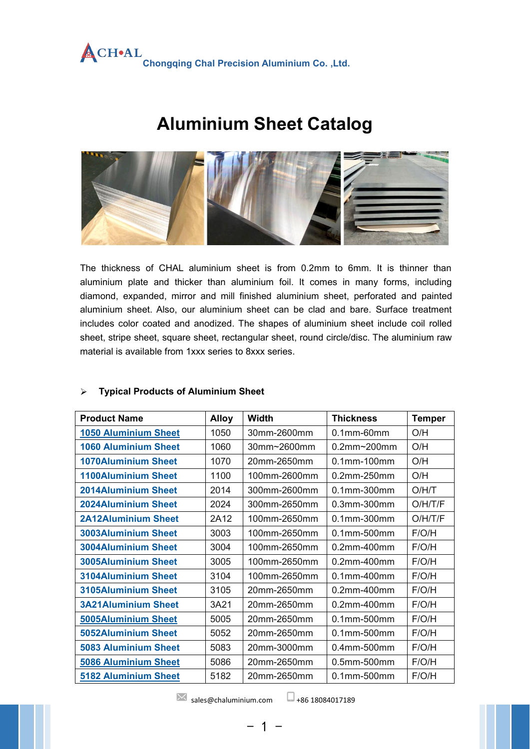CH•AL Chongqing Chal Precision Aluminium Co. ,Ltd.

# Aluminium Sheet Catalog

The thickness of CHAL aluminium sheet is from 0.2mm to 6mm. It is thinner than aluminium plate and thicker than aluminium foil. It comes in many forms, including diamond, expanded, mirror and mill finished aluminium sheet, perforated and painted aluminium sheet. Also, our aluminium sheet can be clad and bare. Surface treatment includes color coated and anodized. The shapes of aluminium sheet include coil rolled sheet, stripe sheet, square sheet, rectangular sheet, round circle/disc. The aluminium raw material is available from 1xxx series to 8xxx series.

## Typical Products of Aluminium Sheet

| Product Name | Alloy | Width | Thickness | Temper |
|---|---|---|---|---|
| 1050 Aluminium Sheet | 1050 | 30mm-2600mm | 0.1mm-60mm | O/H |
| 1060 Aluminium Sheet | 1060 | 30mm~2600mm | 0.2mm~200mm | O/H |
| 1070Aluminium Sheet | 1070 | 20mm-2650mm | 0.1mm-100mm | O/H |
| 1100Aluminium Sheet | 1100 | 100mm-2600mm | 0.2mm-250mm | O/H |
| 2014Aluminium Sheet | 2014 | 300mm-2600mm | 0.1mm-300mm | O/H/T |
| 2024Aluminium Sheet | 2024 | 300mm-2650mm | 0.3mm-300mm | O/H/T/F |
| 2A12Aluminium Sheet | 2A12 | 100mm-2650mm | 0.1mm-300mm | O/H/T/F |
| 3003Aluminium Sheet | 3003 | 100mm-2650mm | 0.1mm-500mm | F/O/H |
| 3004Aluminium Sheet | 3004 | 100mm-2650mm | 0.2mm-400mm | F/O/H |
| 3005Aluminium Sheet | 3005 | 100mm-2650mm | 0.2mm-400mm | F/O/H |
| 3104Aluminium Sheet | 3104 | 100mm-2650mm | 0.1mm-400mm | F/O/H |
| 3105Aluminium Sheet | 3105 | 20mm-2650mm | 0.2mm-400mm | F/O/H |
| 3A21Aluminium Sheet | 3A21 | 20mm-2650mm | 0.2mm-400mm | F/O/H |
| 5005Aluminium Sheet | 5005 | 20mm-2650mm | 0.1mm-500mm | F/O/H |
| 5052Aluminium Sheet | 5052 | 20mm-2650mm | 0.1mm-500mm | F/O/H |
| 5083 Aluminium Sheet | 5083 | 20mm-3000mm | 0.4mm-500mm | F/O/H |
| 5086 Aluminium Sheet | 5086 | 20mm-2650mm | 0.5mm-500mm | F/O/H |
| 5182 Aluminium Sheet | 5182 | 20mm-2650mm | 0.1mm-500mm | F/O/H |

sales@chaluminium.com +86 18084017189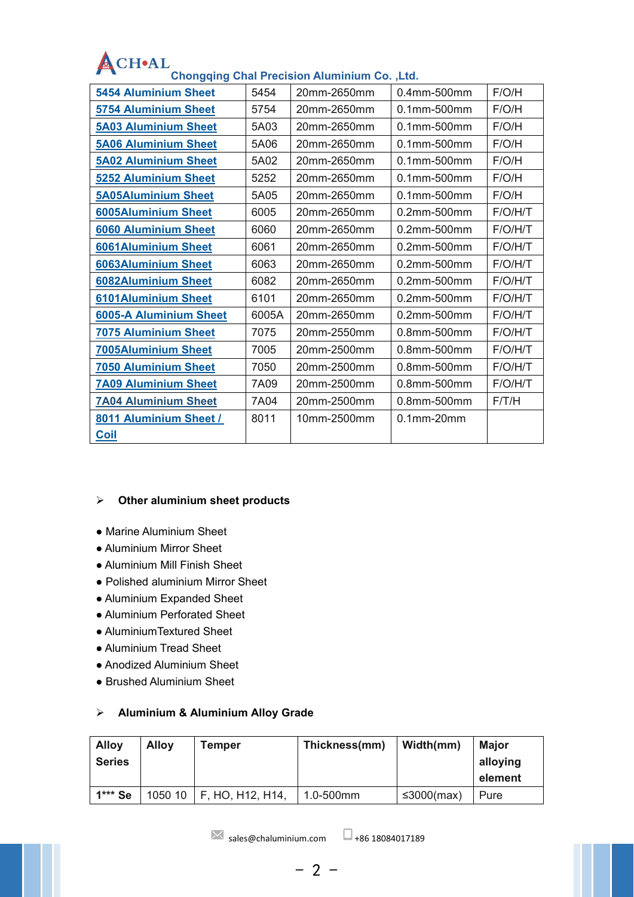| | | | | |
|---|---|---|---|---|
| 5454 Aluminium Sheet | 5454 | 20mm-2650mm | 0.4mm-500mm | F/O/H |
| 5754 Aluminium Sheet | 5754 | 20mm-2650mm | 0.1mm-500mm | F/O/H |
| 5A03 Aluminium Sheet | 5A03 | 20mm-2650mm | 0.1mm-500mm | F/O/H |
| 5A06 Aluminium Sheet | 5A06 | 20mm-2650mm | 0.1mm-500mm | F/O/H |
| 5A02 Aluminium Sheet | 5A02 | 20mm-2650mm | 0.1mm-500mm | F/O/H |
| 5252 Aluminium Sheet | 5252 | 20mm-2650mm | 0.1mm-500mm | F/O/H |
| 5A05Aluminium Sheet | 5A05 | 20mm-2650mm | 0.1mm-500mm | F/O/H |
| 6005Aluminium Sheet | 6005 | 20mm-2650mm | 0.2mm-500mm | F/O/H/T |
| 6060 Aluminium Sheet | 6060 | 20mm-2650mm | 0.2mm-500mm | F/O/H/T |
| 6061Aluminium Sheet | 6061 | 20mm-2650mm | 0.2mm-500mm | F/O/H/T |
| 6063Aluminium Sheet | 6063 | 20mm-2650mm | 0.2mm-500mm | F/O/H/T |
| 6082Aluminium Sheet | 6082 | 20mm-2650mm | 0.2mm-500mm | F/O/H/T |
| 6101Aluminium Sheet | 6101 | 20mm-2650mm | 0.2mm-500mm | F/O/H/T |
| 6005-A Aluminium Sheet | 6005A | 20mm-2650mm | 0.2mm-500mm | F/O/H/T |
| 7075 Aluminium Sheet | 7075 | 20mm-2550mm | 0.8mm-500mm | F/O/H/T |
| 7005Aluminium Sheet | 7005 | 20mm-2500mm | 0.8mm-500mm | F/O/H/T |
| 7050 Aluminium Sheet | 7050 | 20mm-2500mm | 0.8mm-500mm | F/O/H/T |
| 7A09 Aluminium Sheet | 7A09 | 20mm-2500mm | 0.8mm-500mm | F/O/H/T |
| 7A04 Aluminium Sheet | 7A04 | 20mm-2500mm | 0.8mm-500mm | F/T/H |
| 8011 Aluminium Sheet / Coil | 8011 | 10mm-2500mm | 0.1mm-20mm | |

- **Other aluminium sheet products**

● Marine Aluminium Sheet
● Aluminium Mirror Sheet
● Aluminium Mill Finish Sheet
● Polished aluminium Mirror Sheet
● Aluminium Expanded Sheet
● Aluminium Perforated Sheet
● AluminiumTextured Sheet
● Aluminium Tread Sheet
● Anodized Aluminium Sheet
● Brushed Aluminium Sheet

- **Aluminium & Aluminium Alloy Grade**

| Alloy Series | Alloy | Temper | Thickness(mm) | Width(mm) | Major alloying element |
|---|---|---|---|---|---|
| 1*** Se | 1050 10 | F, HO, H12, H14, | 1.0-500mm | ≤3000(max) | Pure |

sales@chaluminium.com +86 18084017189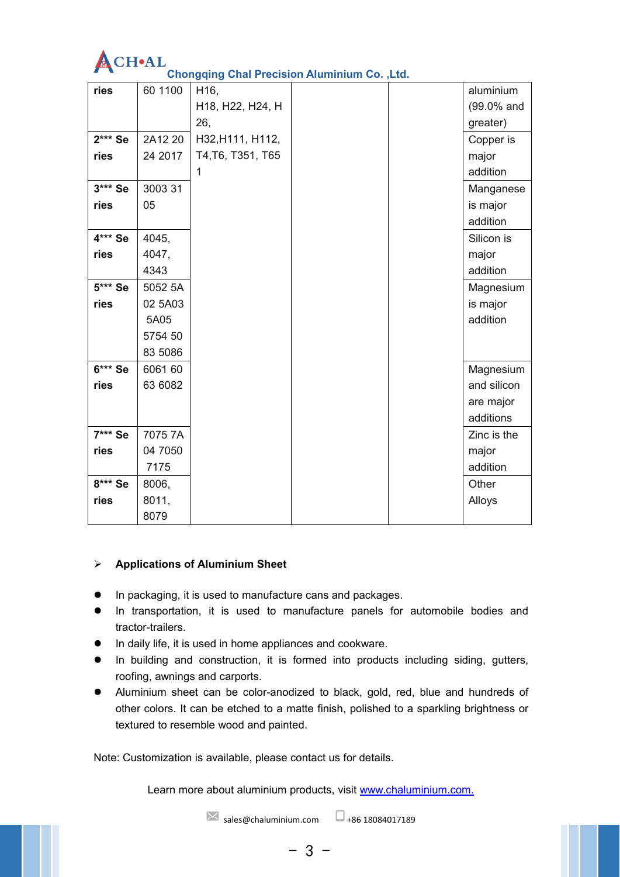| | | | | | |
|---|---|---|---|---|---|
| ries | 60 1100 | H16, H18, H22, H24, H26, | | | aluminium (99.0% and greater) |
| 2*** Series | 2A12 2024 2017 | H32,H111, H112, T4,T6, T351, T651 | | | Copper is major addition |
| 3*** Series | 3003 3105 | | | | Manganese is major addition |
| 4*** Series | 4045, 4047, 4343 | | | | Silicon is major addition |
| 5*** Series | 5052 5A02 5A03 5A05 5754 5083 5086 | | | | Magnesium is major addition |
| 6*** Series | 6061 6063 6082 | | | | Magnesium and silicon are major additions |
| 7*** Series | 7075 7A04 7050 7175 | | | | Zinc is the major addition |
| 8*** Series | 8006, 8011, 8079 | | | | Other Alloys |

- **Applications of Aluminium Sheet**

- In packaging, it is used to manufacture cans and packages.
- In transportation, it is used to manufacture panels for automobile bodies and tractor-trailers.
- In daily life, it is used in home appliances and cookware.
- In building and construction, it is formed into products including siding, gutters, roofing, awnings and carports.
- Aluminium sheet can be color-anodized to black, gold, red, blue and hundreds of other colors. It can be etched to a matte finish, polished to a sparkling brightness or textured to resemble wood and painted.

Note: Customization is available, please contact us for details.

Learn more about aluminium products, visit www.chaluminium.com.

sales@chaluminium.com +86 18084017189